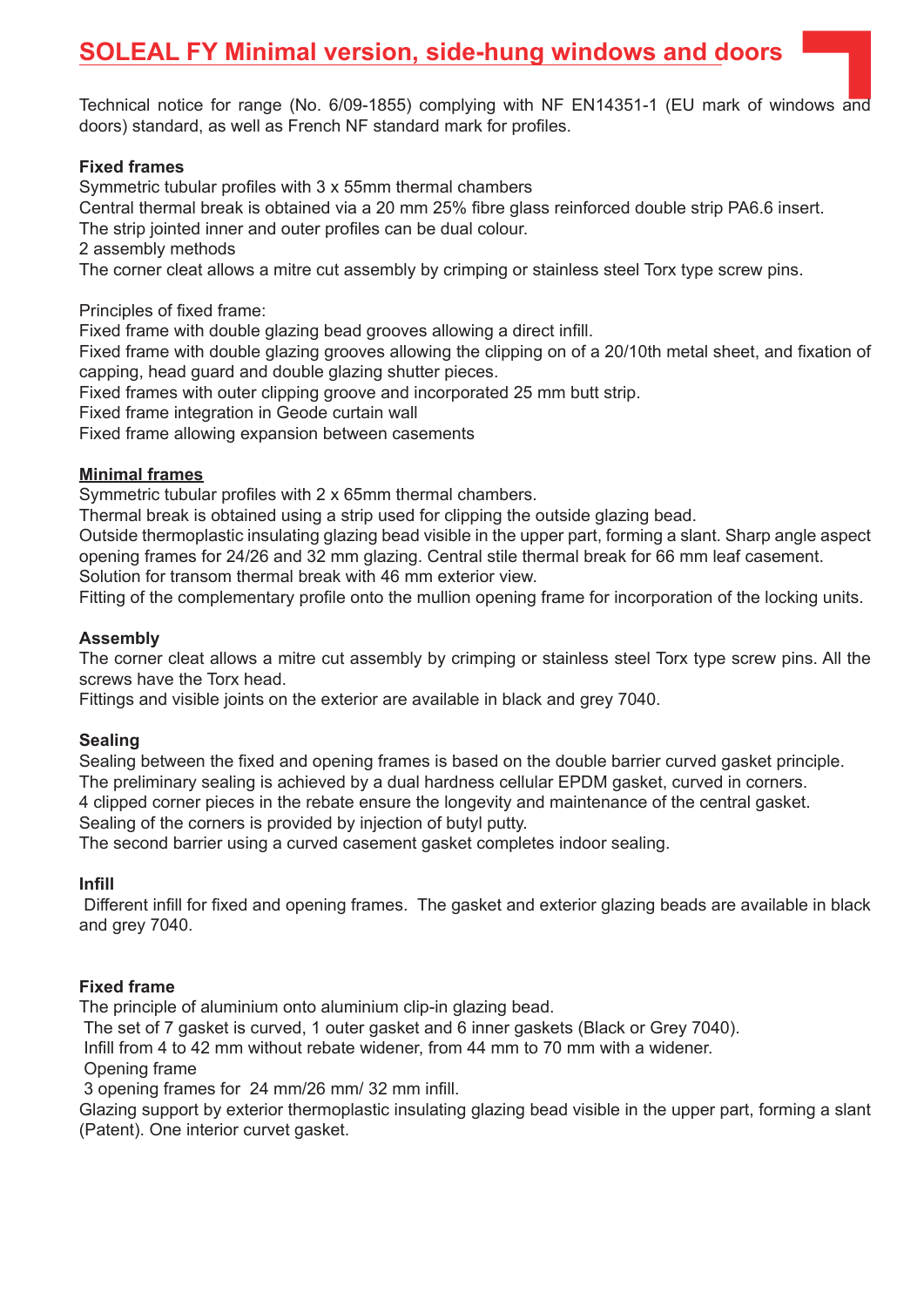# SOLEAL FY Minimal version, side-hung windows and doors

Technical notice for range (No. 6/09-1855) complying with NF EN14351-1 (EU mark of windows and doors) standard, as well as French NF standard mark for profiles.

**Fixed frames**

Symmetric tubular profiles with 3 x 55mm thermal chambers
Central thermal break is obtained via a 20 mm 25% fibre glass reinforced double strip PA6.6 insert.
The strip jointed inner and outer profiles can be dual colour.
2 assembly methods
The corner cleat allows a mitre cut assembly by crimping or stainless steel Torx type screw pins.

Principles of fixed frame:
Fixed frame with double glazing bead grooves allowing a direct infill.
Fixed frame with double glazing grooves allowing the clipping on of a 20/10th metal sheet, and fixation of capping, head guard and double glazing shutter pieces.
Fixed frames with outer clipping groove and incorporated 25 mm butt strip.
Fixed frame integration in Geode curtain wall
Fixed frame allowing expansion between casements

**Minimal frames**

Symmetric tubular profiles with 2 x 65mm thermal chambers.
Thermal break is obtained using a strip used for clipping the outside glazing bead.
Outside thermoplastic insulating glazing bead visible in the upper part, forming a slant. Sharp angle aspect opening frames for 24/26 and 32 mm glazing. Central stile thermal break for 66 mm leaf casement.
Solution for transom thermal break with 46 mm exterior view.
Fitting of the complementary profile onto the mullion opening frame for incorporation of the locking units.

**Assembly**

The corner cleat allows a mitre cut assembly by crimping or stainless steel Torx type screw pins. All the screws have the Torx head.
Fittings and visible joints on the exterior are available in black and grey 7040.

**Sealing**

Sealing between the fixed and opening frames is based on the double barrier curved gasket principle.
The preliminary sealing is achieved by a dual hardness cellular EPDM gasket, curved in corners.
4 clipped corner pieces in the rebate ensure the longevity and maintenance of the central gasket.
Sealing of the corners is provided by injection of butyl putty.
The second barrier using a curved casement gasket completes indoor sealing.

**Infill**

Different infill for fixed and opening frames. The gasket and exterior glazing beads are available in black and grey 7040.

**Fixed frame**

The principle of aluminium onto aluminium clip-in glazing bead.
The set of 7 gasket is curved, 1 outer gasket and 6 inner gaskets (Black or Grey 7040).
Infill from 4 to 42 mm without rebate widener, from 44 mm to 70 mm with a widener.
Opening frame
3 opening frames for 24 mm/26 mm/ 32 mm infill.
Glazing support by exterior thermoplastic insulating glazing bead visible in the upper part, forming a slant (Patent). One interior curvet gasket.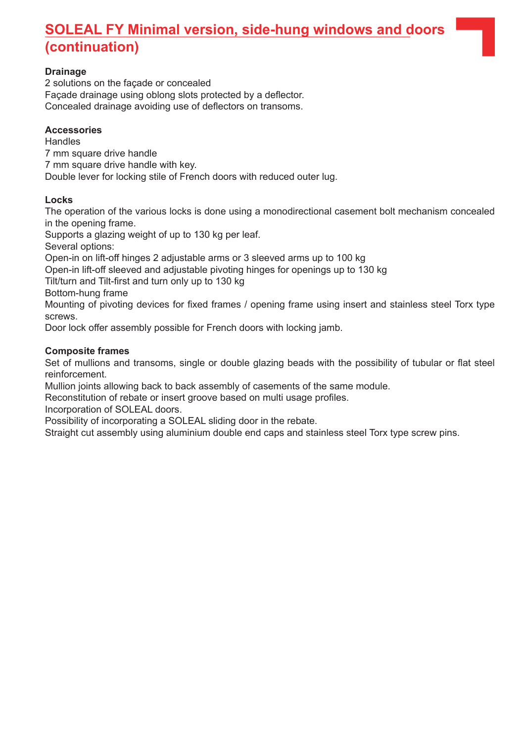# SOLEAL FY Minimal version, side-hung windows and doors (continuation)

**Drainage**
2 solutions on the façade or concealed
Façade drainage using oblong slots protected by a deflector.
Concealed drainage avoiding use of deflectors on transoms.

**Accessories**
Handles
7 mm square drive handle
7 mm square drive handle with key.
Double lever for locking stile of French doors with reduced outer lug.

**Locks**
The operation of the various locks is done using a monodirectional casement bolt mechanism concealed in the opening frame.
Supports a glazing weight of up to 130 kg per leaf.
Several options:
Open-in on lift-off hinges 2 adjustable arms or 3 sleeved arms up to 100 kg
Open-in lift-off sleeved and adjustable pivoting hinges for openings up to 130 kg
Tilt/turn and Tilt-first and turn only up to 130 kg
Bottom-hung frame
Mounting of pivoting devices for fixed frames / opening frame using insert and stainless steel Torx type screws.
Door lock offer assembly possible for French doors with locking jamb.

**Composite frames**
Set of mullions and transoms, single or double glazing beads with the possibility of tubular or flat steel reinforcement.
Mullion joints allowing back to back assembly of casements of the same module.
Reconstitution of rebate or insert groove based on multi usage profiles.
Incorporation of SOLEAL doors.
Possibility of incorporating a SOLEAL sliding door in the rebate.
Straight cut assembly using aluminium double end caps and stainless steel Torx type screw pins.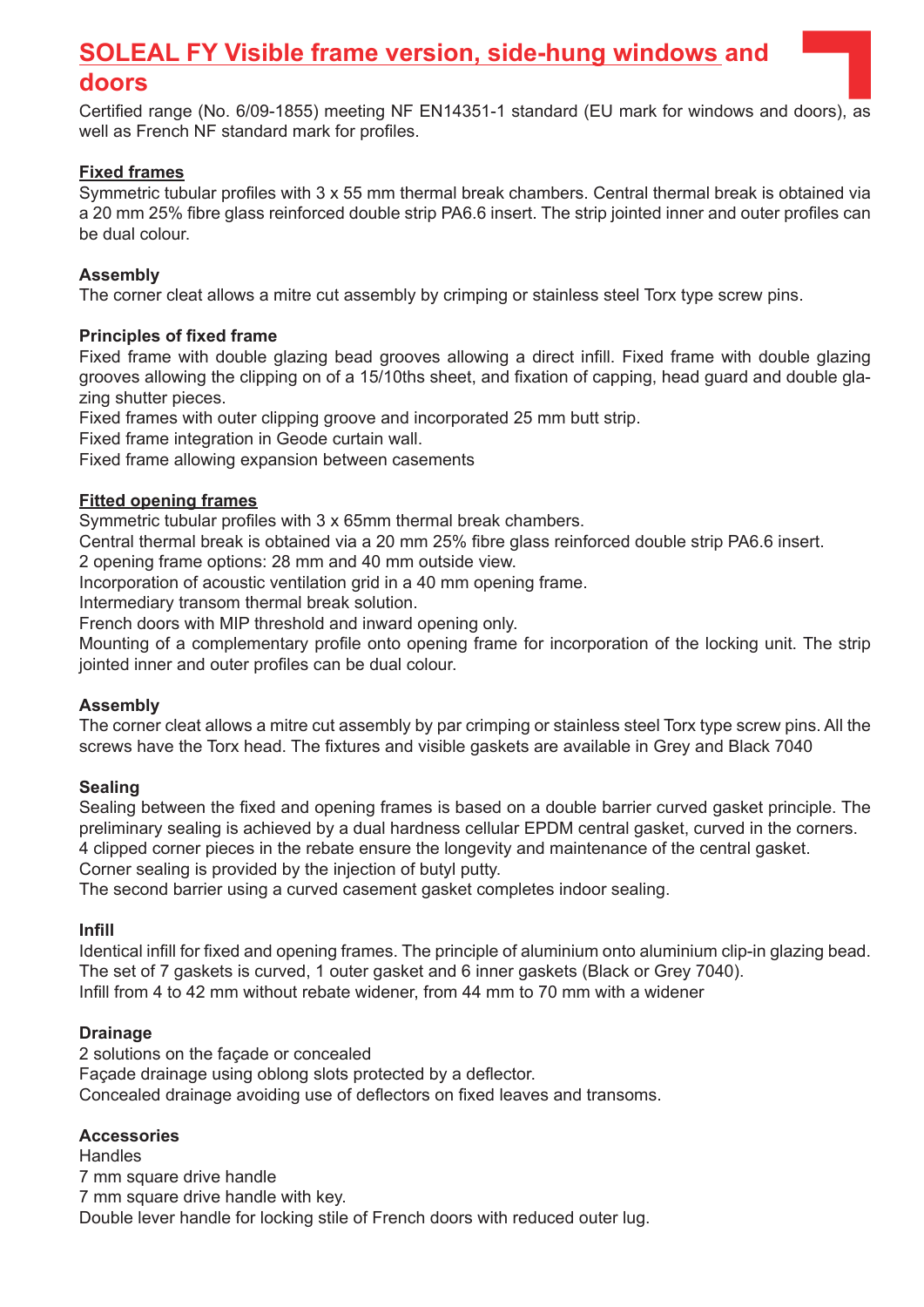# SOLEAL FY Visible frame version, side-hung windows and doors

Certified range (No. 6/09-1855) meeting NF EN14351-1 standard (EU mark for windows and doors), as well as French NF standard mark for profiles.

## Fixed frames

Symmetric tubular profiles with 3 x 55 mm thermal break chambers. Central thermal break is obtained via a 20 mm 25% fibre glass reinforced double strip PA6.6 insert. The strip jointed inner and outer profiles can be dual colour.

### Assembly

The corner cleat allows a mitre cut assembly by crimping or stainless steel Torx type screw pins.

### Principles of fixed frame

Fixed frame with double glazing bead grooves allowing a direct infill. Fixed frame with double glazing grooves allowing the clipping on of a 15/10ths sheet, and fixation of capping, head guard and double glazing shutter pieces.
Fixed frames with outer clipping groove and incorporated 25 mm butt strip.
Fixed frame integration in Geode curtain wall.
Fixed frame allowing expansion between casements

## Fitted opening frames

Symmetric tubular profiles with 3 x 65mm thermal break chambers.
Central thermal break is obtained via a 20 mm 25% fibre glass reinforced double strip PA6.6 insert.
2 opening frame options: 28 mm and 40 mm outside view.
Incorporation of acoustic ventilation grid in a 40 mm opening frame.
Intermediary transom thermal break solution.
French doors with MIP threshold and inward opening only.
Mounting of a complementary profile onto opening frame for incorporation of the locking unit. The strip jointed inner and outer profiles can be dual colour.

### Assembly

The corner cleat allows a mitre cut assembly by par crimping or stainless steel Torx type screw pins. All the screws have the Torx head. The fixtures and visible gaskets are available in Grey and Black 7040

### Sealing

Sealing between the fixed and opening frames is based on a double barrier curved gasket principle. The preliminary sealing is achieved by a dual hardness cellular EPDM central gasket, curved in the corners.
4 clipped corner pieces in the rebate ensure the longevity and maintenance of the central gasket.
Corner sealing is provided by the injection of butyl putty.
The second barrier using a curved casement gasket completes indoor sealing.

### Infill

Identical infill for fixed and opening frames. The principle of aluminium onto aluminium clip-in glazing bead.
The set of 7 gaskets is curved, 1 outer gasket and 6 inner gaskets (Black or Grey 7040).
Infill from 4 to 42 mm without rebate widener, from 44 mm to 70 mm with a widener

### Drainage

2 solutions on the façade or concealed
Façade drainage using oblong slots protected by a deflector.
Concealed drainage avoiding use of deflectors on fixed leaves and transoms.

### Accessories

Handles
7 mm square drive handle
7 mm square drive handle with key.
Double lever handle for locking stile of French doors with reduced outer lug.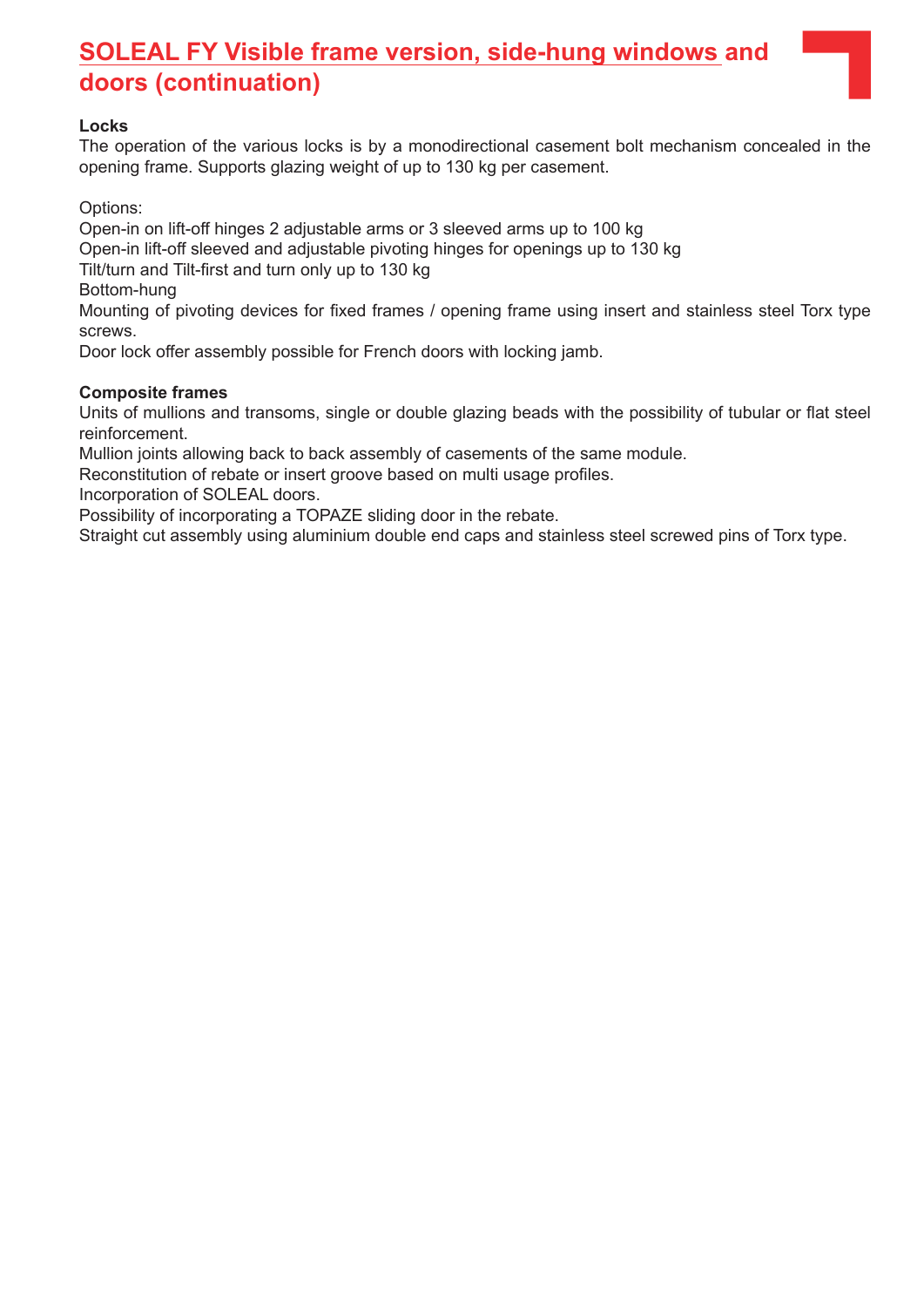# SOLEAL FY Visible frame version, side-hung windows and doors (continuation)

**Locks**

The operation of the various locks is by a monodirectional casement bolt mechanism concealed in the opening frame. Supports glazing weight of up to 130 kg per casement.

Options:

Open-in on lift-off hinges 2 adjustable arms or 3 sleeved arms up to 100 kg

Open-in lift-off sleeved and adjustable pivoting hinges for openings up to 130 kg

Tilt/turn and Tilt-first and turn only up to 130 kg

Bottom-hung

Mounting of pivoting devices for fixed frames / opening frame using insert and stainless steel Torx type screws.

Door lock offer assembly possible for French doors with locking jamb.

**Composite frames**

Units of mullions and transoms, single or double glazing beads with the possibility of tubular or flat steel reinforcement.

Mullion joints allowing back to back assembly of casements of the same module.

Reconstitution of rebate or insert groove based on multi usage profiles.

Incorporation of SOLEAL doors.

Possibility of incorporating a TOPAZE sliding door in the rebate.

Straight cut assembly using aluminium double end caps and stainless steel screwed pins of Torx type.